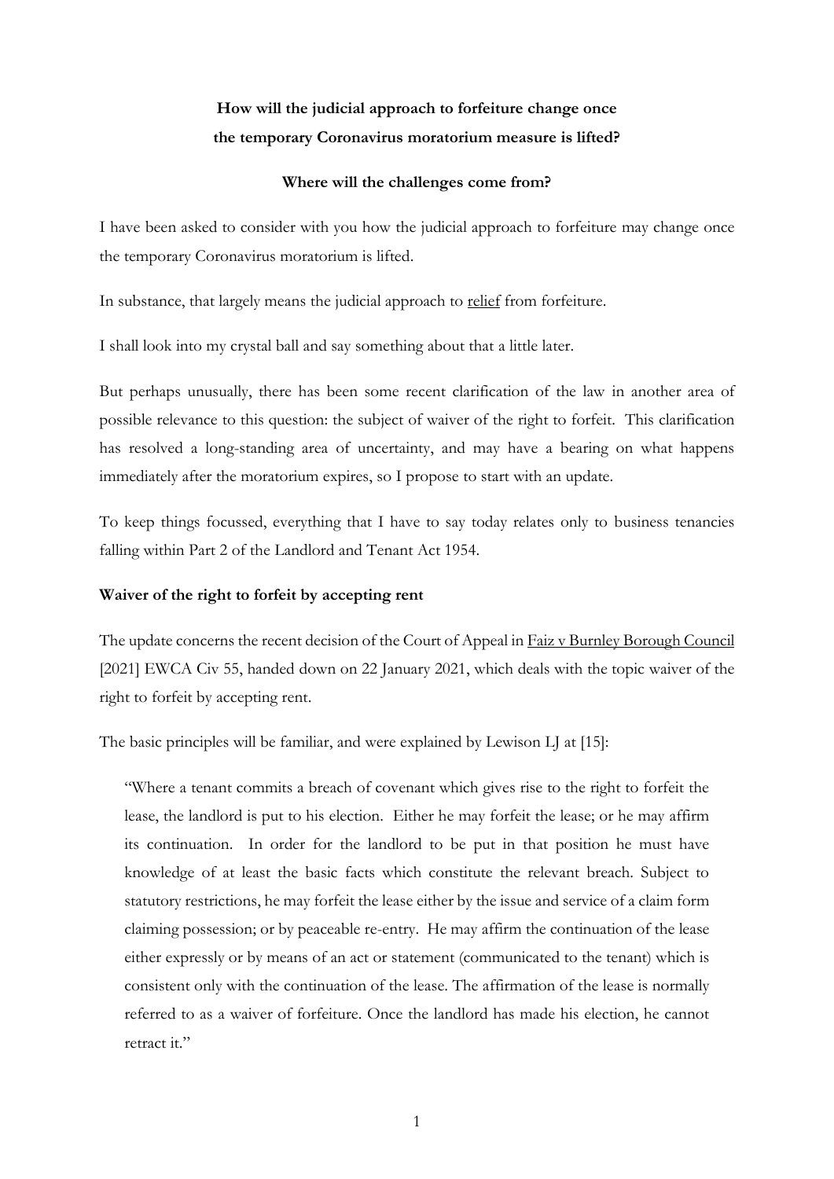**How will the judicial approach to forfeiture change once the temporary Coronavirus moratorium measure is lifted?**

**Where will the challenges come from?**

I have been asked to consider with you how the judicial approach to forfeiture may change once the temporary Coronavirus moratorium is lifted.

In substance, that largely means the judicial approach to relief from forfeiture.

I shall look into my crystal ball and say something about that a little later.

But perhaps unusually, there has been some recent clarification of the law in another area of possible relevance to this question: the subject of waiver of the right to forfeit. This clarification has resolved a long-standing area of uncertainty, and may have a bearing on what happens immediately after the moratorium expires, so I propose to start with an update.

To keep things focussed, everything that I have to say today relates only to business tenancies falling within Part 2 of the Landlord and Tenant Act 1954.

**Waiver of the right to forfeit by accepting rent**

The update concerns the recent decision of the Court of Appeal in Faiz v Burnley Borough Council [2021] EWCA Civ 55, handed down on 22 January 2021, which deals with the topic waiver of the right to forfeit by accepting rent.

The basic principles will be familiar, and were explained by Lewison LJ at [15]:

> "Where a tenant commits a breach of covenant which gives rise to the right to forfeit the lease, the landlord is put to his election. Either he may forfeit the lease; or he may affirm its continuation. In order for the landlord to be put in that position he must have knowledge of at least the basic facts which constitute the relevant breach. Subject to statutory restrictions, he may forfeit the lease either by the issue and service of a claim form claiming possession; or by peaceable re-entry. He may affirm the continuation of the lease either expressly or by means of an act or statement (communicated to the tenant) which is consistent only with the continuation of the lease. The affirmation of the lease is normally referred to as a waiver of forfeiture. Once the landlord has made his election, he cannot retract it."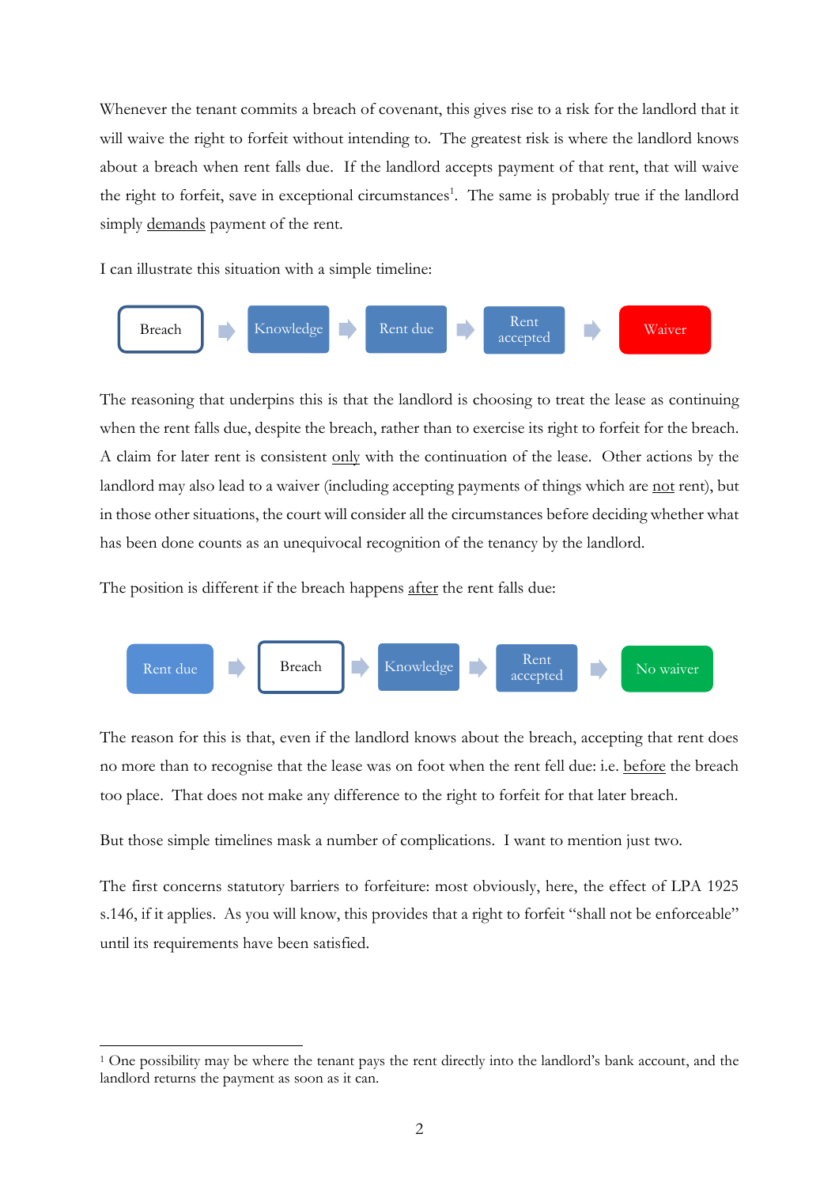Whenever the tenant commits a breach of covenant, this gives rise to a risk for the landlord that it will waive the right to forfeit without intending to. The greatest risk is where the landlord knows about a breach when rent falls due. If the landlord accepts payment of that rent, that will waive the right to forfeit, save in exceptional circumstances[1]. The same is probably true if the landlord simply <u>demands</u> payment of the rent.

I can illustrate this situation with a simple timeline:

Breach → Knowledge → Rent due → Rent accepted → Waiver

The reasoning that underpins this is that the landlord is choosing to treat the lease as continuing when the rent falls due, despite the breach, rather than to exercise its right to forfeit for the breach. A claim for later rent is consistent <u>only</u> with the continuation of the lease. Other actions by the landlord may also lead to a waiver (including accepting payments of things which are <u>not</u> rent), but in those other situations, the court will consider all the circumstances before deciding whether what has been done counts as an unequivocal recognition of the tenancy by the landlord.

The position is different if the breach happens <u>after</u> the rent falls due:

Rent due → Breach → Knowledge → Rent accepted → No waiver

The reason for this is that, even if the landlord knows about the breach, accepting that rent does no more than to recognise that the lease was on foot when the rent fell due: i.e. <u>before</u> the breach too place. That does not make any difference to the right to forfeit for that later breach.

But those simple timelines mask a number of complications. I want to mention just two.

The first concerns statutory barriers to forfeiture: most obviously, here, the effect of LPA 1925 s.146, if it applies. As you will know, this provides that a right to forfeit "shall not be enforceable" until its requirements have been satisfied.

---

[1] One possibility may be where the tenant pays the rent directly into the landlord's bank account, and the landlord returns the payment as soon as it can.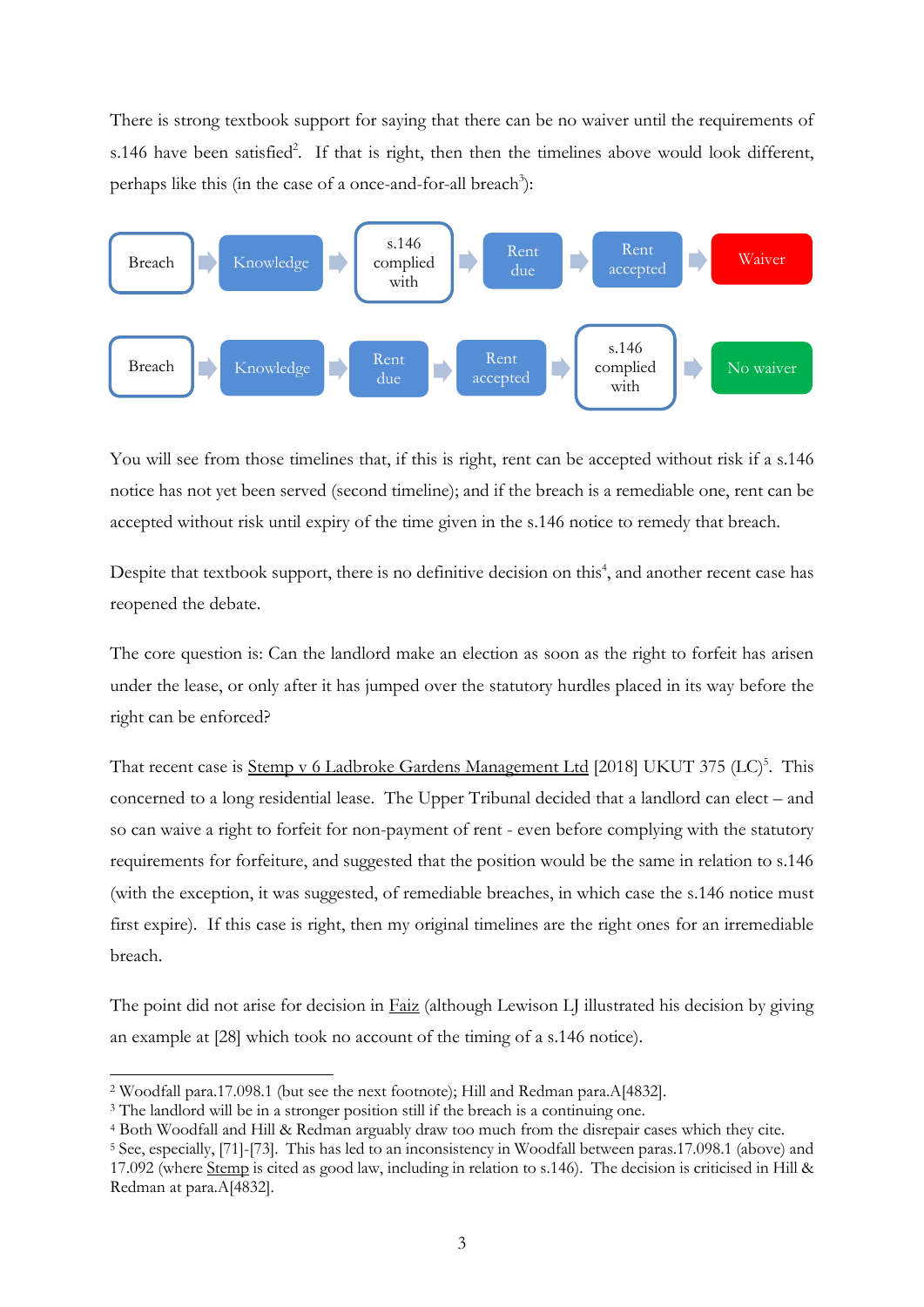There is strong textbook support for saying that there can be no waiver until the requirements of s.146 have been satisfied[2]. If that is right, then then the timelines above would look different, perhaps like this (in the case of a once-and-for-all breach[3]):

Breach → Knowledge → s.146 complied with → Rent due → Rent accepted → Waiver

Breach → Knowledge → Rent due → Rent accepted → s.146 complied with → No waiver

You will see from those timelines that, if this is right, rent can be accepted without risk if a s.146 notice has not yet been served (second timeline); and if the breach is a remediable one, rent can be accepted without risk until expiry of the time given in the s.146 notice to remedy that breach.

Despite that textbook support, there is no definitive decision on this[4], and another recent case has reopened the debate.

The core question is: Can the landlord make an election as soon as the right to forfeit has arisen under the lease, or only after it has jumped over the statutory hurdles placed in its way before the right can be enforced?

That recent case is Stemp v 6 Ladbroke Gardens Management Ltd [2018] UKUT 375 (LC)[5]. This concerned to a long residential lease. The Upper Tribunal decided that a landlord can elect – and so can waive a right to forfeit for non-payment of rent - even before complying with the statutory requirements for forfeiture, and suggested that the position would be the same in relation to s.146 (with the exception, it was suggested, of remediable breaches, in which case the s.146 notice must first expire). If this case is right, then my original timelines are the right ones for an irremediable breach.

The point did not arise for decision in Faiz (although Lewison LJ illustrated his decision by giving an example at [28] which took no account of the timing of a s.146 notice).

---

[2] Woodfall para.17.098.1 (but see the next footnote); Hill and Redman para.A[4832].

[3] The landlord will be in a stronger position still if the breach is a continuing one.

[4] Both Woodfall and Hill & Redman arguably draw too much from the disrepair cases which they cite.

[5] See, especially, [71]-[73]. This has led to an inconsistency in Woodfall between paras.17.098.1 (above) and 17.092 (where Stemp is cited as good law, including in relation to s.146). The decision is criticised in Hill & Redman at para.A[4832].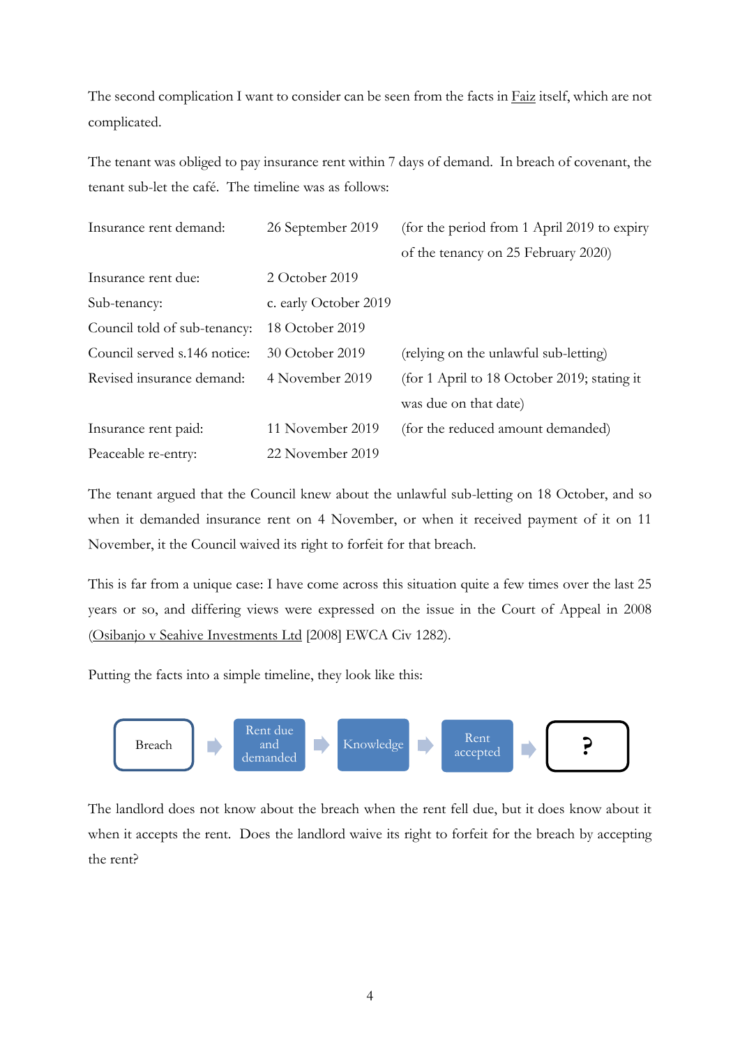The second complication I want to consider can be seen from the facts in Faiz itself, which are not complicated.

The tenant was obliged to pay insurance rent within 7 days of demand. In breach of covenant, the tenant sub-let the café. The timeline was as follows:

| | | |
|---|---|---|
| Insurance rent demand: | 26 September 2019 | (for the period from 1 April 2019 to expiry of the tenancy on 25 February 2020) |
| Insurance rent due: | 2 October 2019 | |
| Sub-tenancy: | c. early October 2019 | |
| Council told of sub-tenancy: | 18 October 2019 | |
| Council served s.146 notice: | 30 October 2019 | (relying on the unlawful sub-letting) |
| Revised insurance demand: | 4 November 2019 | (for 1 April to 18 October 2019; stating it was due on that date) |
| Insurance rent paid: | 11 November 2019 | (for the reduced amount demanded) |
| Peaceable re-entry: | 22 November 2019 | |

The tenant argued that the Council knew about the unlawful sub-letting on 18 October, and so when it demanded insurance rent on 4 November, or when it received payment of it on 11 November, it the Council waived its right to forfeit for that breach.

This is far from a unique case: I have come across this situation quite a few times over the last 25 years or so, and differing views were expressed on the issue in the Court of Appeal in 2008 (Osibanjo v Seahive Investments Ltd [2008] EWCA Civ 1282).

Putting the facts into a simple timeline, they look like this:

Breach
Rent due and demanded
Knowledge
Rent accepted
?

The landlord does not know about the breach when the rent fell due, but it does know about it when it accepts the rent. Does the landlord waive its right to forfeit for the breach by accepting the rent?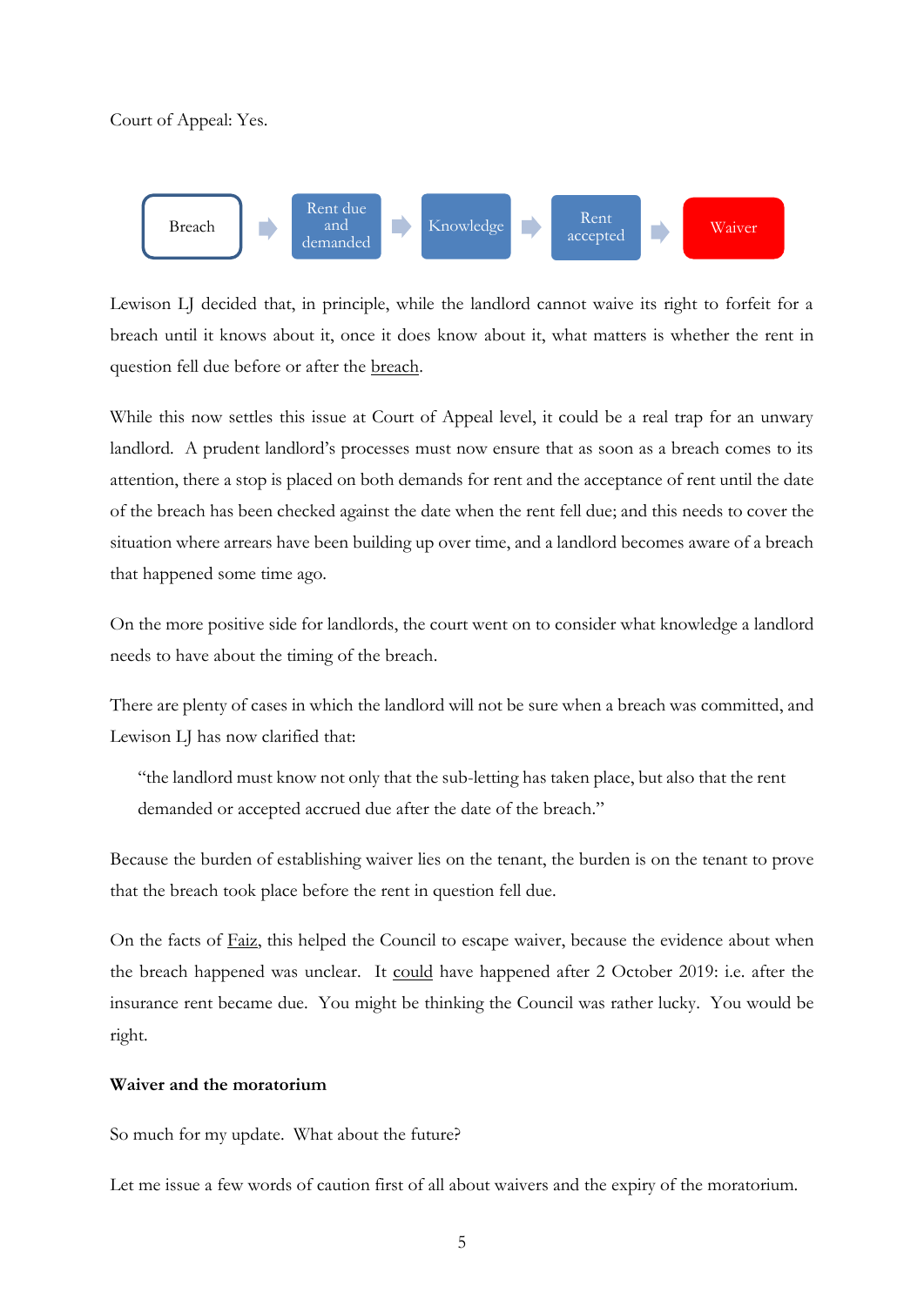Court of Appeal: Yes.

Breach → Rent due and demanded → Knowledge → Rent accepted → Waiver

Lewison LJ decided that, in principle, while the landlord cannot waive its right to forfeit for a breach until it knows about it, once it does know about it, what matters is whether the rent in question fell due before or after the breach.

While this now settles this issue at Court of Appeal level, it could be a real trap for an unwary landlord. A prudent landlord's processes must now ensure that as soon as a breach comes to its attention, there a stop is placed on both demands for rent and the acceptance of rent until the date of the breach has been checked against the date when the rent fell due; and this needs to cover the situation where arrears have been building up over time, and a landlord becomes aware of a breach that happened some time ago.

On the more positive side for landlords, the court went on to consider what knowledge a landlord needs to have about the timing of the breach.

There are plenty of cases in which the landlord will not be sure when a breach was committed, and Lewison LJ has now clarified that:

> "the landlord must know not only that the sub-letting has taken place, but also that the rent demanded or accepted accrued due after the date of the breach."

Because the burden of establishing waiver lies on the tenant, the burden is on the tenant to prove that the breach took place before the rent in question fell due.

On the facts of Faiz, this helped the Council to escape waiver, because the evidence about when the breach happened was unclear. It could have happened after 2 October 2019: i.e. after the insurance rent became due. You might be thinking the Council was rather lucky. You would be right.

**Waiver and the moratorium**

So much for my update. What about the future?

Let me issue a few words of caution first of all about waivers and the expiry of the moratorium.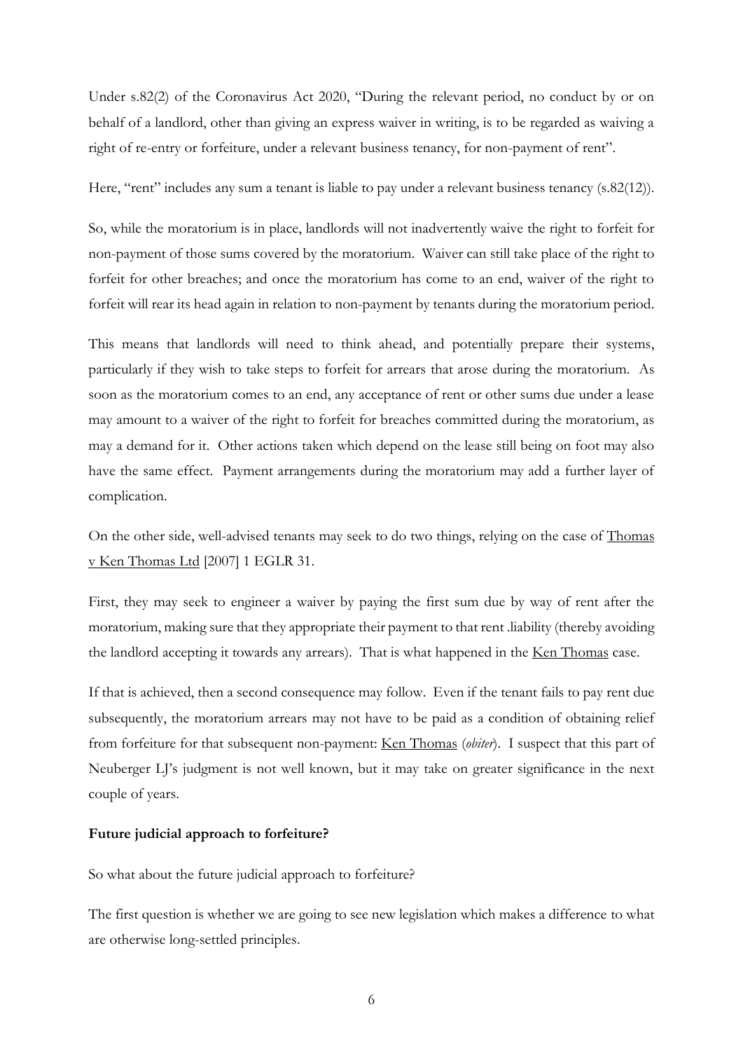Under s.82(2) of the Coronavirus Act 2020, "During the relevant period, no conduct by or on behalf of a landlord, other than giving an express waiver in writing, is to be regarded as waiving a right of re-entry or forfeiture, under a relevant business tenancy, for non-payment of rent".

Here, "rent" includes any sum a tenant is liable to pay under a relevant business tenancy (s.82(12)).

So, while the moratorium is in place, landlords will not inadvertently waive the right to forfeit for non-payment of those sums covered by the moratorium. Waiver can still take place of the right to forfeit for other breaches; and once the moratorium has come to an end, waiver of the right to forfeit will rear its head again in relation to non-payment by tenants during the moratorium period.

This means that landlords will need to think ahead, and potentially prepare their systems, particularly if they wish to take steps to forfeit for arrears that arose during the moratorium. As soon as the moratorium comes to an end, any acceptance of rent or other sums due under a lease may amount to a waiver of the right to forfeit for breaches committed during the moratorium, as may a demand for it. Other actions taken which depend on the lease still being on foot may also have the same effect. Payment arrangements during the moratorium may add a further layer of complication.

On the other side, well-advised tenants may seek to do two things, relying on the case of <u>Thomas v Ken Thomas Ltd</u> [2007] 1 EGLR 31.

First, they may seek to engineer a waiver by paying the first sum due by way of rent after the moratorium, making sure that they appropriate their payment to that rent .liability (thereby avoiding the landlord accepting it towards any arrears). That is what happened in the <u>Ken Thomas</u> case.

If that is achieved, then a second consequence may follow. Even if the tenant fails to pay rent due subsequently, the moratorium arrears may not have to be paid as a condition of obtaining relief from forfeiture for that subsequent non-payment: <u>Ken Thomas</u> (*obiter*). I suspect that this part of Neuberger LJ's judgment is not well known, but it may take on greater significance in the next couple of years.

**Future judicial approach to forfeiture?**

So what about the future judicial approach to forfeiture?

The first question is whether we are going to see new legislation which makes a difference to what are otherwise long-settled principles.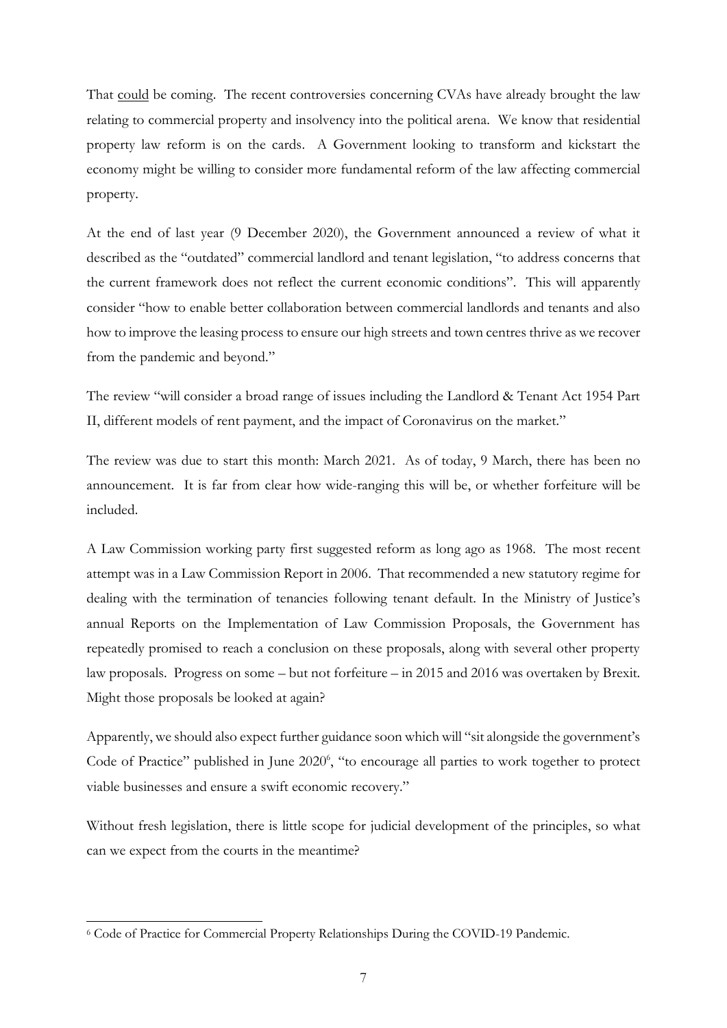That <u>could</u> be coming. The recent controversies concerning CVAs have already brought the law relating to commercial property and insolvency into the political arena. We know that residential property law reform is on the cards. A Government looking to transform and kickstart the economy might be willing to consider more fundamental reform of the law affecting commercial property.

At the end of last year (9 December 2020), the Government announced a review of what it described as the "outdated" commercial landlord and tenant legislation, "to address concerns that the current framework does not reflect the current economic conditions". This will apparently consider "how to enable better collaboration between commercial landlords and tenants and also how to improve the leasing process to ensure our high streets and town centres thrive as we recover from the pandemic and beyond."

The review "will consider a broad range of issues including the Landlord & Tenant Act 1954 Part II, different models of rent payment, and the impact of Coronavirus on the market."

The review was due to start this month: March 2021. As of today, 9 March, there has been no announcement. It is far from clear how wide-ranging this will be, or whether forfeiture will be included.

A Law Commission working party first suggested reform as long ago as 1968. The most recent attempt was in a Law Commission Report in 2006. That recommended a new statutory regime for dealing with the termination of tenancies following tenant default. In the Ministry of Justice's annual Reports on the Implementation of Law Commission Proposals, the Government has repeatedly promised to reach a conclusion on these proposals, along with several other property law proposals. Progress on some – but not forfeiture – in 2015 and 2016 was overtaken by Brexit. Might those proposals be looked at again?

Apparently, we should also expect further guidance soon which will "sit alongside the government's Code of Practice" published in June 2020[6], "to encourage all parties to work together to protect viable businesses and ensure a swift economic recovery."

Without fresh legislation, there is little scope for judicial development of the principles, so what can we expect from the courts in the meantime?

[6] Code of Practice for Commercial Property Relationships During the COVID-19 Pandemic.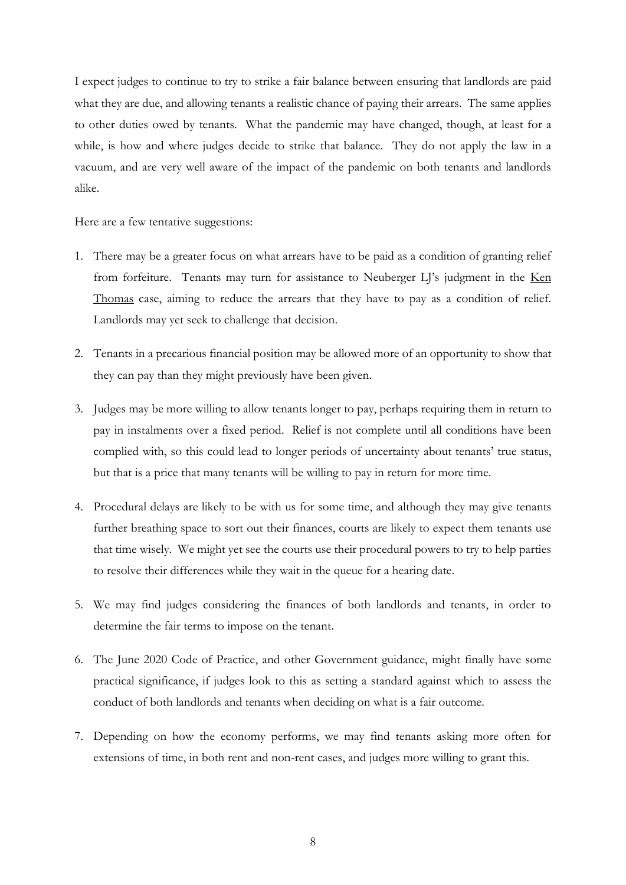I expect judges to continue to try to strike a fair balance between ensuring that landlords are paid what they are due, and allowing tenants a realistic chance of paying their arrears. The same applies to other duties owed by tenants. What the pandemic may have changed, though, at least for a while, is how and where judges decide to strike that balance. They do not apply the law in a vacuum, and are very well aware of the impact of the pandemic on both tenants and landlords alike.

Here are a few tentative suggestions:

1. There may be a greater focus on what arrears have to be paid as a condition of granting relief from forfeiture. Tenants may turn for assistance to Neuberger LJ's judgment in the Ken Thomas case, aiming to reduce the arrears that they have to pay as a condition of relief. Landlords may yet seek to challenge that decision.

2. Tenants in a precarious financial position may be allowed more of an opportunity to show that they can pay than they might previously have been given.

3. Judges may be more willing to allow tenants longer to pay, perhaps requiring them in return to pay in instalments over a fixed period. Relief is not complete until all conditions have been complied with, so this could lead to longer periods of uncertainty about tenants' true status, but that is a price that many tenants will be willing to pay in return for more time.

4. Procedural delays are likely to be with us for some time, and although they may give tenants further breathing space to sort out their finances, courts are likely to expect them tenants use that time wisely. We might yet see the courts use their procedural powers to try to help parties to resolve their differences while they wait in the queue for a hearing date.

5. We may find judges considering the finances of both landlords and tenants, in order to determine the fair terms to impose on the tenant.

6. The June 2020 Code of Practice, and other Government guidance, might finally have some practical significance, if judges look to this as setting a standard against which to assess the conduct of both landlords and tenants when deciding on what is a fair outcome.

7. Depending on how the economy performs, we may find tenants asking more often for extensions of time, in both rent and non-rent cases, and judges more willing to grant this.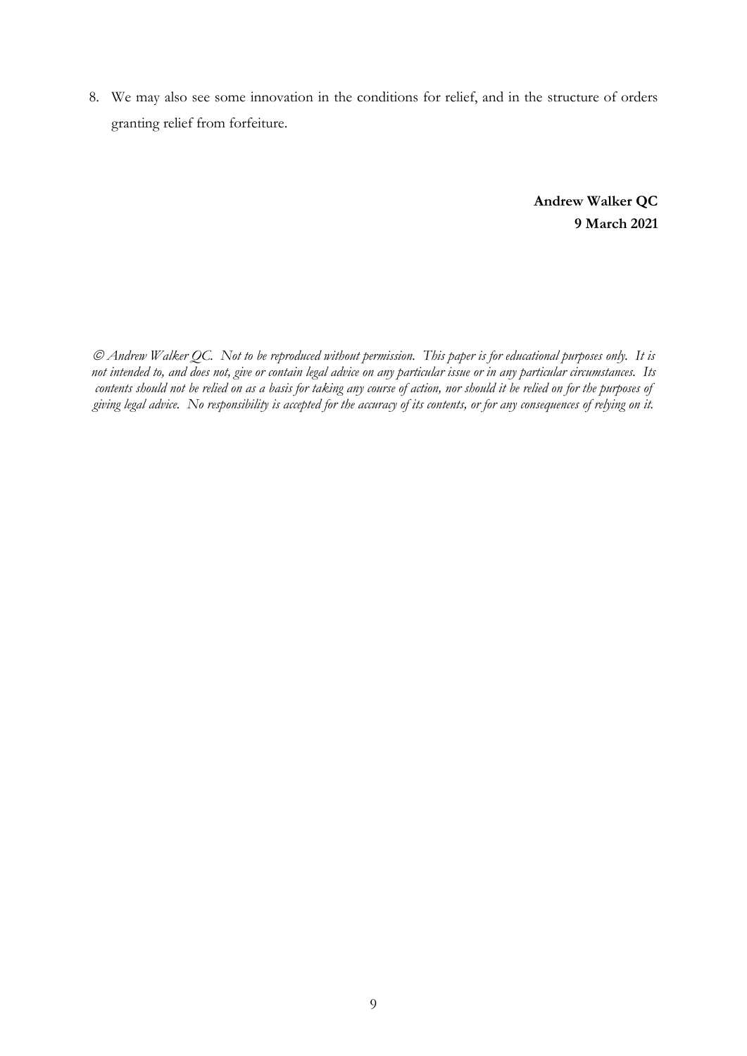8. We may also see some innovation in the conditions for relief, and in the structure of orders granting relief from forfeiture.

**Andrew Walker QC**
**9 March 2021**

*© Andrew Walker QC. Not to be reproduced without permission. This paper is for educational purposes only. It is not intended to, and does not, give or contain legal advice on any particular issue or in any particular circumstances. Its contents should not be relied on as a basis for taking any course of action, nor should it be relied on for the purposes of giving legal advice. No responsibility is accepted for the accuracy of its contents, or for any consequences of relying on it.*